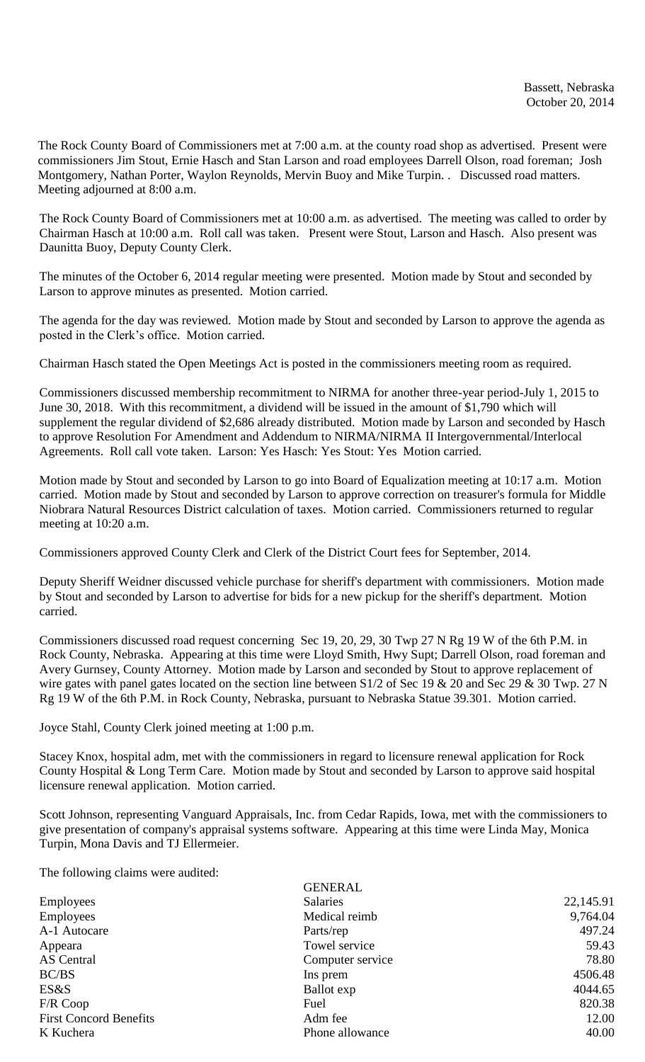Bassett, Nebraska
October 20, 2014

The Rock County Board of Commissioners met at 7:00 a.m. at the county road shop as advertised. Present were commissioners Jim Stout, Ernie Hasch and Stan Larson and road employees Darrell Olson, road foreman; Josh Montgomery, Nathan Porter, Waylon Reynolds, Mervin Buoy and Mike Turpin. . Discussed road matters. Meeting adjourned at 8:00 a.m.

The Rock County Board of Commissioners met at 10:00 a.m. as advertised. The meeting was called to order by Chairman Hasch at 10:00 a.m. Roll call was taken. Present were Stout, Larson and Hasch. Also present was Daunitta Buoy, Deputy County Clerk.

The minutes of the October 6, 2014 regular meeting were presented. Motion made by Stout and seconded by Larson to approve minutes as presented. Motion carried.

The agenda for the day was reviewed. Motion made by Stout and seconded by Larson to approve the agenda as posted in the Clerk's office. Motion carried.

Chairman Hasch stated the Open Meetings Act is posted in the commissioners meeting room as required.

Commissioners discussed membership recommitment to NIRMA for another three-year period-July 1, 2015 to June 30, 2018. With this recommitment, a dividend will be issued in the amount of $1,790 which will supplement the regular dividend of $2,686 already distributed. Motion made by Larson and seconded by Hasch to approve Resolution For Amendment and Addendum to NIRMA/NIRMA II Intergovernmental/Interlocal Agreements. Roll call vote taken. Larson: Yes Hasch: Yes Stout: Yes Motion carried.

Motion made by Stout and seconded by Larson to go into Board of Equalization meeting at 10:17 a.m. Motion carried. Motion made by Stout and seconded by Larson to approve correction on treasurer's formula for Middle Niobrara Natural Resources District calculation of taxes. Motion carried. Commissioners returned to regular meeting at 10:20 a.m.

Commissioners approved County Clerk and Clerk of the District Court fees for September, 2014.

Deputy Sheriff Weidner discussed vehicle purchase for sheriff's department with commissioners. Motion made by Stout and seconded by Larson to advertise for bids for a new pickup for the sheriff's department. Motion carried.

Commissioners discussed road request concerning Sec 19, 20, 29, 30 Twp 27 N Rg 19 W of the 6th P.M. in Rock County, Nebraska. Appearing at this time were Lloyd Smith, Hwy Supt; Darrell Olson, road foreman and Avery Gurnsey, County Attorney. Motion made by Larson and seconded by Stout to approve replacement of wire gates with panel gates located on the section line between S1/2 of Sec 19 & 20 and Sec 29 & 30 Twp. 27 N Rg 19 W of the 6th P.M. in Rock County, Nebraska, pursuant to Nebraska Statue 39.301. Motion carried.

Joyce Stahl, County Clerk joined meeting at 1:00 p.m.

Stacey Knox, hospital adm, met with the commissioners in regard to licensure renewal application for Rock County Hospital & Long Term Care. Motion made by Stout and seconded by Larson to approve said hospital licensure renewal application. Motion carried.

Scott Johnson, representing Vanguard Appraisals, Inc. from Cedar Rapids, Iowa, met with the commissioners to give presentation of company's appraisal systems software. Appearing at this time were Linda May, Monica Turpin, Mona Davis and TJ Ellermeier.

The following claims were audited:

| | GENERAL | |
|---|---|---|
| Employees | Salaries | 22,145.91 |
| Employees | Medical reimb | 9,764.04 |
| A-1 Autocare | Parts/rep | 497.24 |
| Appeara | Towel service | 59.43 |
| AS Central | Computer service | 78.80 |
| BC/BS | Ins prem | 4506.48 |
| ES&S | Ballot exp | 4044.65 |
| F/R Coop | Fuel | 820.38 |
| First Concord Benefits | Adm fee | 12.00 |
| K Kuchera | Phone allowance | 40.00 |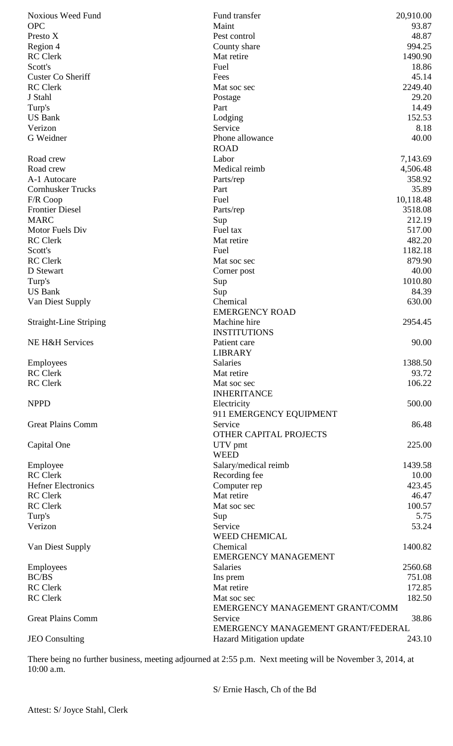| | | |
|---|---|---|
| Noxious Weed Fund | Fund transfer | 20,910.00 |
| OPC | Maint | 93.87 |
| Presto X | Pest control | 48.87 |
| Region 4 | County share | 994.25 |
| RC Clerk | Mat retire | 1490.90 |
| Scott's | Fuel | 18.86 |
| Custer Co Sheriff | Fees | 45.14 |
| RC Clerk | Mat soc sec | 2249.40 |
| J Stahl | Postage | 29.20 |
| Turp's | Part | 14.49 |
| US Bank | Lodging | 152.53 |
| Verizon | Service | 8.18 |
| G Weidner | Phone allowance | 40.00 |
| | ROAD | |
| Road crew | Labor | 7,143.69 |
| Road crew | Medical reimb | 4,506.48 |
| A-1 Autocare | Parts/rep | 358.92 |
| Cornhusker Trucks | Part | 35.89 |
| F/R Coop | Fuel | 10,118.48 |
| Frontier Diesel | Parts/rep | 3518.08 |
| MARC | Sup | 212.19 |
| Motor Fuels Div | Fuel tax | 517.00 |
| RC Clerk | Mat retire | 482.20 |
| Scott's | Fuel | 1182.18 |
| RC Clerk | Mat soc sec | 879.90 |
| D Stewart | Corner post | 40.00 |
| Turp's | Sup | 1010.80 |
| US Bank | Sup | 84.39 |
| Van Diest Supply | Chemical | 630.00 |
| | EMERGENCY ROAD | |
| Straight-Line Striping | Machine hire | 2954.45 |
| | INSTITUTIONS | |
| NE H&H Services | Patient care | 90.00 |
| | LIBRARY | |
| Employees | Salaries | 1388.50 |
| RC Clerk | Mat retire | 93.72 |
| RC Clerk | Mat soc sec | 106.22 |
| | INHERITANCE | |
| NPPD | Electricity | 500.00 |
| | 911 EMERGENCY EQUIPMENT | |
| Great Plains Comm | Service | 86.48 |
| | OTHER CAPITAL PROJECTS | |
| Capital One | UTV pmt | 225.00 |
| | WEED | |
| Employee | Salary/medical reimb | 1439.58 |
| RC Clerk | Recording fee | 10.00 |
| Hefner Electronics | Computer rep | 423.45 |
| RC Clerk | Mat retire | 46.47 |
| RC Clerk | Mat soc sec | 100.57 |
| Turp's | Sup | 5.75 |
| Verizon | Service | 53.24 |
| | WEED CHEMICAL | |
| Van Diest Supply | Chemical | 1400.82 |
| | EMERGENCY MANAGEMENT | |
| Employees | Salaries | 2560.68 |
| BC/BS | Ins prem | 751.08 |
| RC Clerk | Mat retire | 172.85 |
| RC Clerk | Mat soc sec | 182.50 |
| | EMERGENCY MANAGEMENT GRANT/COMM | |
| Great Plains Comm | Service | 38.86 |
| | EMERGENCY MANAGEMENT GRANT/FEDERAL | |
| JEO Consulting | Hazard Mitigation update | 243.10 |

There being no further business, meeting adjourned at 2:55 p.m. Next meeting will be November 3, 2014, at 10:00 a.m.

S/ Ernie Hasch, Ch of the Bd

Attest: S/ Joyce Stahl, Clerk